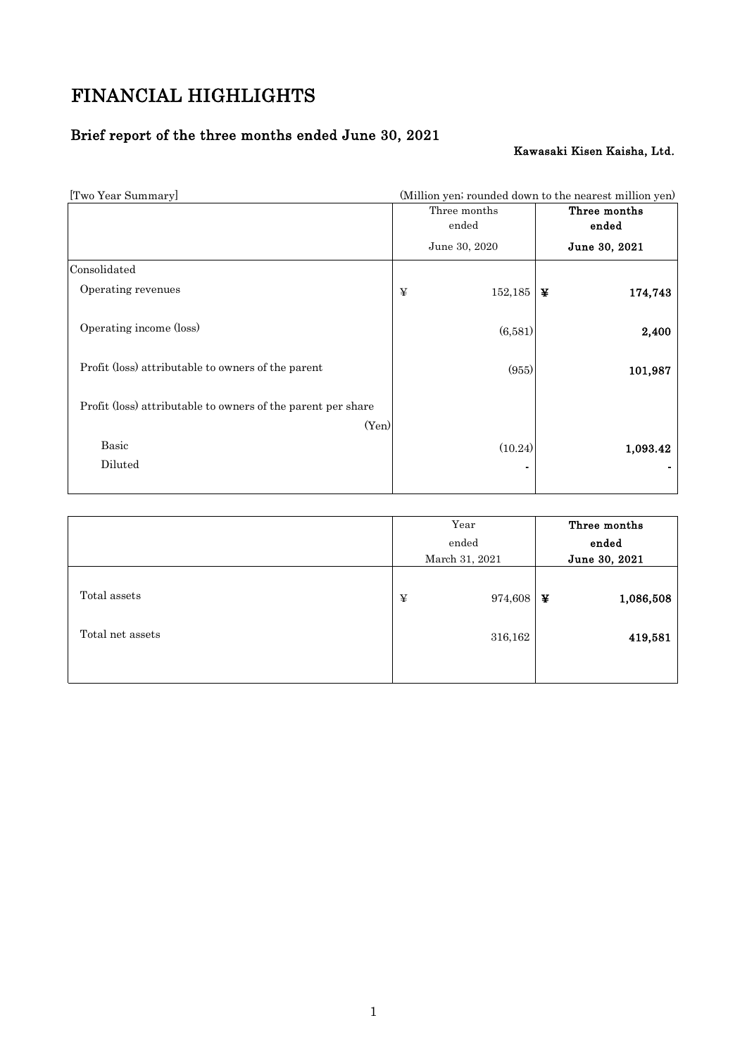# FINANCIAL HIGHLIGHTS

## Brief report of the three months ended June 30, 2021

**Kawasaki Kisen Kaisha, Ltd.**

[Two Year Summary] (Million yen; rounded down to the nearest million yen)

| | Three months ended June 30, 2020 | **Three months ended June 30, 2021** |
|---|---|---|
| Consolidated | | |
| Operating revenues | ¥ 152,185 | **¥ 174,743** |
| Operating income (loss) | (6,581) | **2,400** |
| Profit (loss) attributable to owners of the parent | (955) | **101,987** |
| Profit (loss) attributable to owners of the parent per share (Yen) | | |
| Basic | (10.24) | **1,093.42** |
| Diluted | - | **-** |

| | Year ended March 31, 2021 | **Three months ended June 30, 2021** |
|---|---|---|
| Total assets | ¥ 974,608 | **¥ 1,086,508** |
| Total net assets | 316,162 | **419,581** |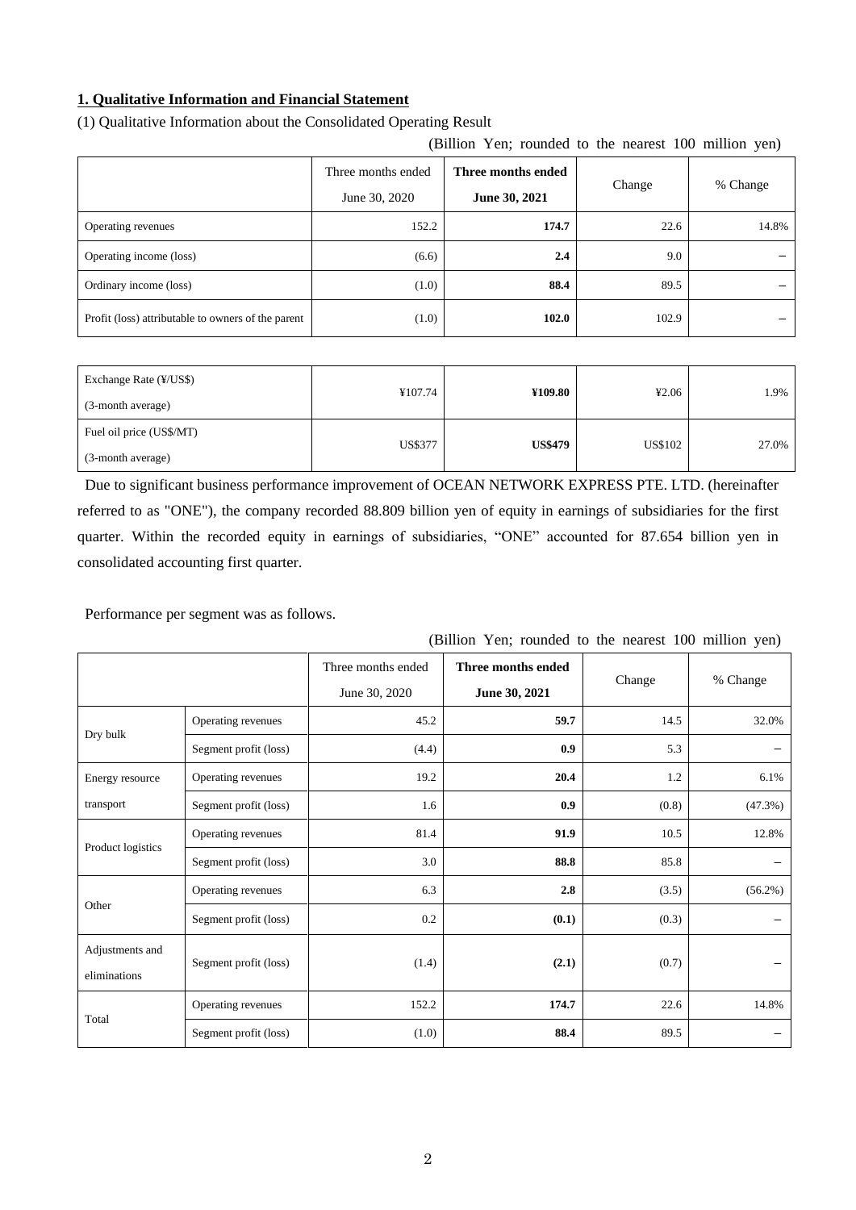**1. Qualitative Information and Financial Statement**

(1) Qualitative Information about the Consolidated Operating Result

(Billion Yen; rounded to the nearest 100 million yen)

| | Three months ended June 30, 2020 | **Three months ended June 30, 2021** | Change | % Change |
|---|---|---|---|---|
| Operating revenues | 152.2 | **174.7** | 22.6 | 14.8% |
| Operating income (loss) | (6.6) | **2.4** | 9.0 | – |
| Ordinary income (loss) | (1.0) | **88.4** | 89.5 | – |
| Profit (loss) attributable to owners of the parent | (1.0) | **102.0** | 102.9 | – |

| | | | | |
|---|---|---|---|---|
| Exchange Rate (¥/US$) (3-month average) | ¥107.74 | **¥109.80** | ¥2.06 | 1.9% |
| Fuel oil price (US$/MT) (3-month average) | US$377 | **US$479** | US$102 | 27.0% |

Due to significant business performance improvement of OCEAN NETWORK EXPRESS PTE. LTD. (hereinafter referred to as "ONE"), the company recorded 88.809 billion yen of equity in earnings of subsidiaries for the first quarter. Within the recorded equity in earnings of subsidiaries, "ONE" accounted for 87.654 billion yen in consolidated accounting first quarter.

Performance per segment was as follows.

(Billion Yen; rounded to the nearest 100 million yen)

| | | Three months ended June 30, 2020 | **Three months ended June 30, 2021** | Change | % Change |
|---|---|---|---|---|---|
| Dry bulk | Operating revenues | 45.2 | **59.7** | 14.5 | 32.0% |
| | Segment profit (loss) | (4.4) | **0.9** | 5.3 | – |
| Energy resource transport | Operating revenues | 19.2 | **20.4** | 1.2 | 6.1% |
| | Segment profit (loss) | 1.6 | **0.9** | (0.8) | (47.3%) |
| Product logistics | Operating revenues | 81.4 | **91.9** | 10.5 | 12.8% |
| | Segment profit (loss) | 3.0 | **88.8** | 85.8 | – |
| Other | Operating revenues | 6.3 | **2.8** | (3.5) | (56.2%) |
| | Segment profit (loss) | 0.2 | **(0.1)** | (0.3) | – |
| Adjustments and eliminations | Segment profit (loss) | (1.4) | **(2.1)** | (0.7) | – |
| Total | Operating revenues | 152.2 | **174.7** | 22.6 | 14.8% |
| | Segment profit (loss) | (1.0) | **88.4** | 89.5 | – |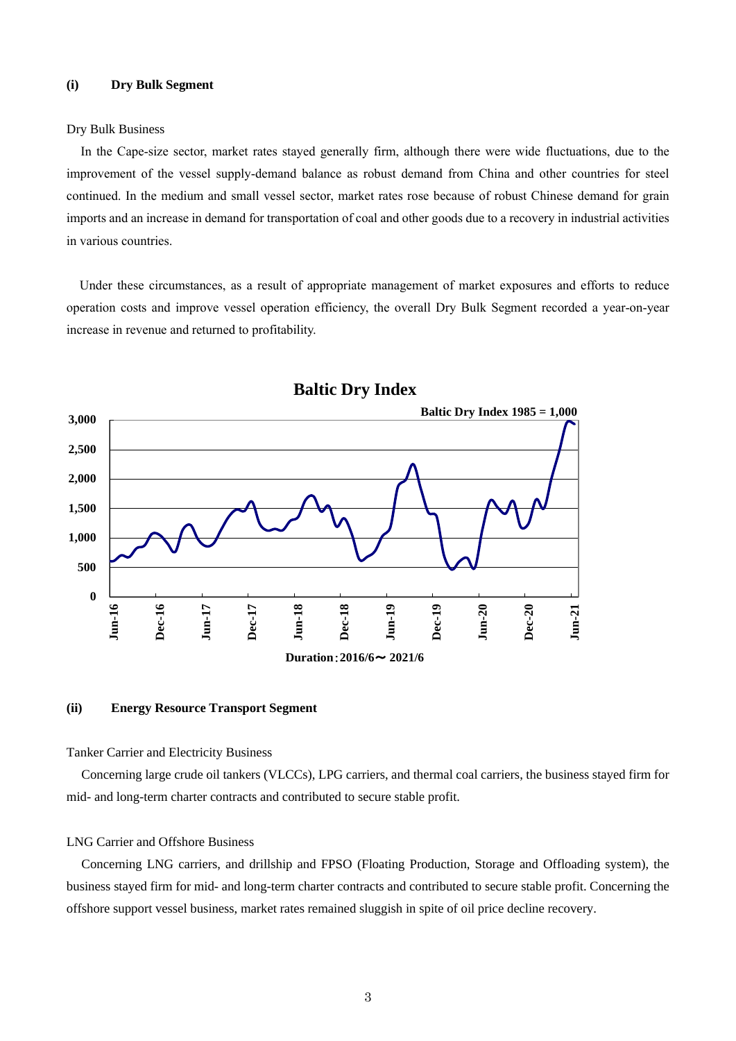### (i) Dry Bulk Segment

Dry Bulk Business

In the Cape-size sector, market rates stayed generally firm, although there were wide fluctuations, due to the improvement of the vessel supply-demand balance as robust demand from China and other countries for steel continued. In the medium and small vessel sector, market rates rose because of robust Chinese demand for grain imports and an increase in demand for transportation of coal and other goods due to a recovery in industrial activities in various countries.

Under these circumstances, as a result of appropriate management of market exposures and efforts to reduce operation costs and improve vessel operation efficiency, the overall Dry Bulk Segment recorded a year-on-year increase in revenue and returned to profitability.

**Baltic Dry Index**

Baltic Dry Index 1985 = 1,000

Duration：2016/6～ 2021/6

### (ii) Energy Resource Transport Segment

Tanker Carrier and Electricity Business

Concerning large crude oil tankers (VLCCs), LPG carriers, and thermal coal carriers, the business stayed firm for mid- and long-term charter contracts and contributed to secure stable profit.

LNG Carrier and Offshore Business

Concerning LNG carriers, and drillship and FPSO (Floating Production, Storage and Offloading system), the business stayed firm for mid- and long-term charter contracts and contributed to secure stable profit. Concerning the offshore support vessel business, market rates remained sluggish in spite of oil price decline recovery.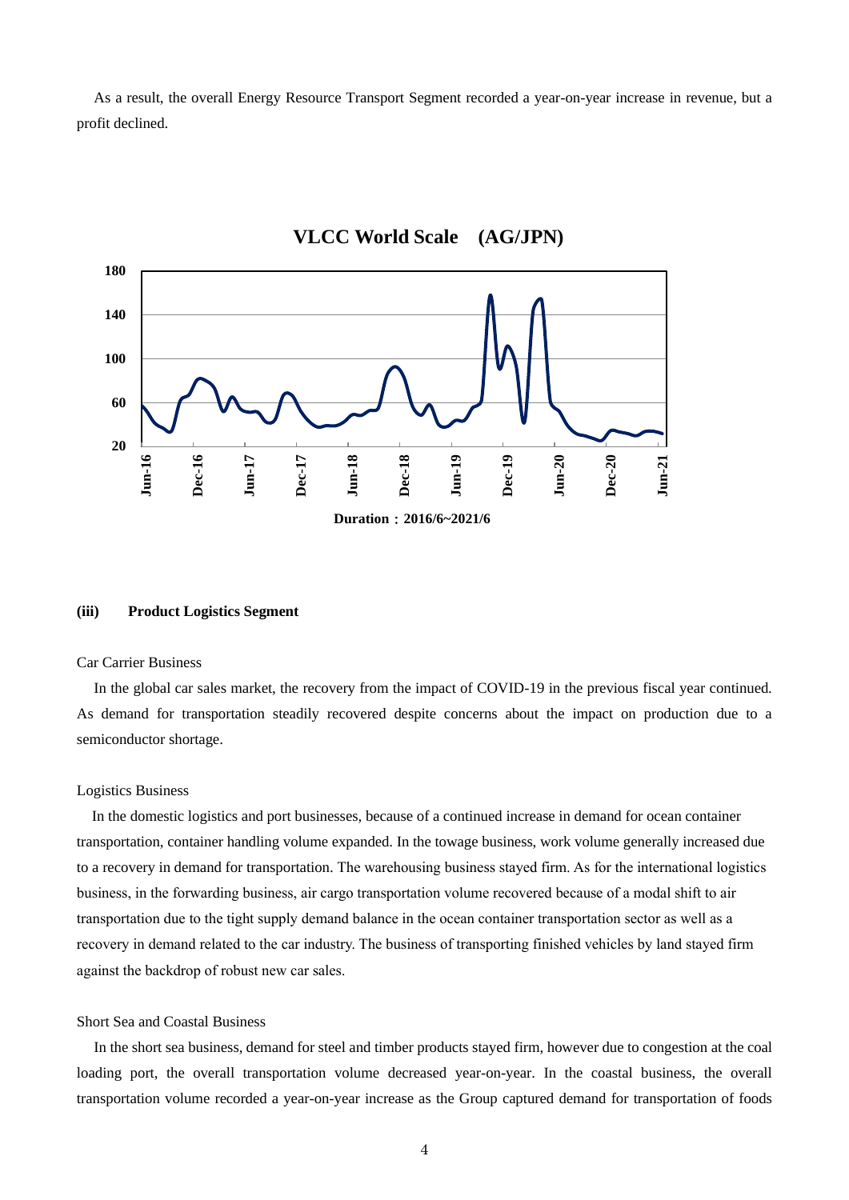As a result, the overall Energy Resource Transport Segment recorded a year-on-year increase in revenue, but a profit declined.

**VLCC World Scale (AG/JPN)**

Duration：2016/6~2021/6

#### (iii) Product Logistics Segment

Car Carrier Business

In the global car sales market, the recovery from the impact of COVID-19 in the previous fiscal year continued. As demand for transportation steadily recovered despite concerns about the impact on production due to a semiconductor shortage.

Logistics Business

In the domestic logistics and port businesses, because of a continued increase in demand for ocean container transportation, container handling volume expanded. In the towage business, work volume generally increased due to a recovery in demand for transportation. The warehousing business stayed firm. As for the international logistics business, in the forwarding business, air cargo transportation volume recovered because of a modal shift to air transportation due to the tight supply demand balance in the ocean container transportation sector as well as a recovery in demand related to the car industry. The business of transporting finished vehicles by land stayed firm against the backdrop of robust new car sales.

Short Sea and Coastal Business

In the short sea business, demand for steel and timber products stayed firm, however due to congestion at the coal loading port, the overall transportation volume decreased year-on-year. In the coastal business, the overall transportation volume recorded a year-on-year increase as the Group captured demand for transportation of foods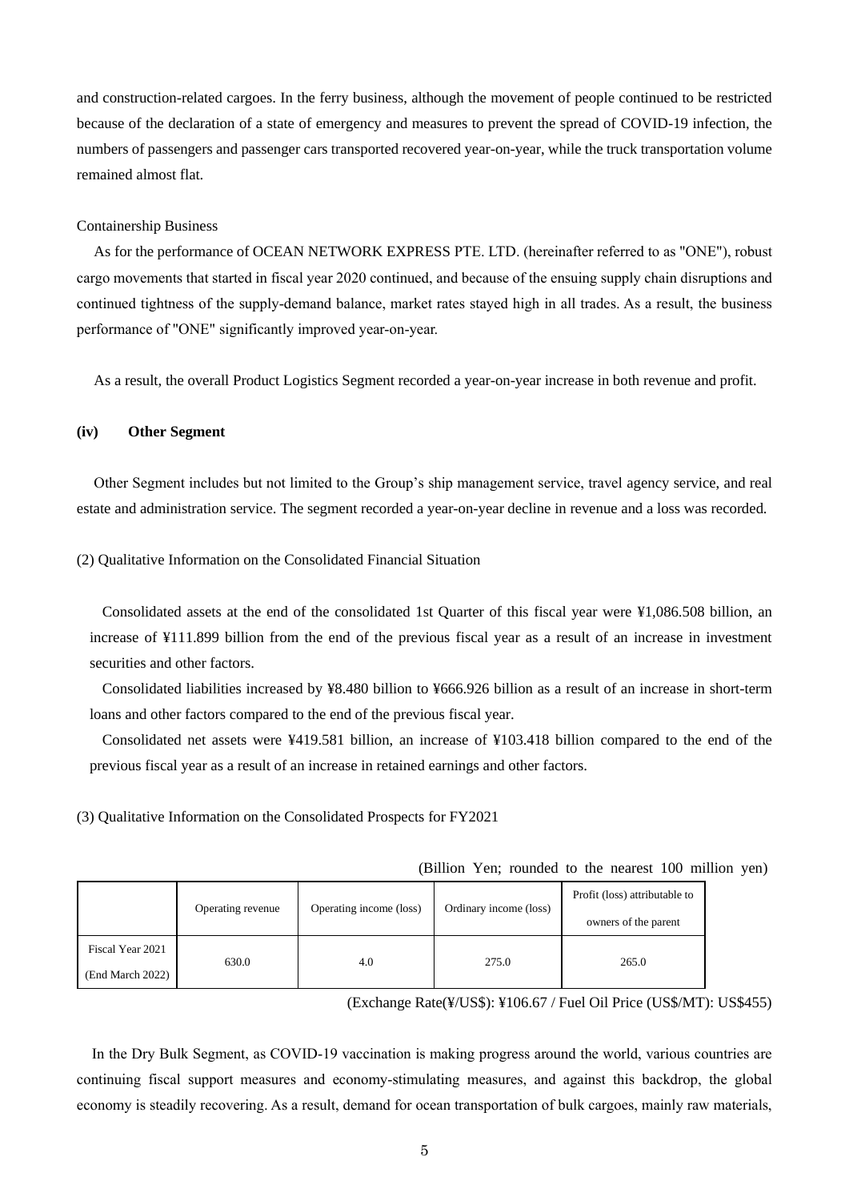and construction-related cargoes. In the ferry business, although the movement of people continued to be restricted because of the declaration of a state of emergency and measures to prevent the spread of COVID-19 infection, the numbers of passengers and passenger cars transported recovered year-on-year, while the truck transportation volume remained almost flat.

Containership Business

As for the performance of OCEAN NETWORK EXPRESS PTE. LTD. (hereinafter referred to as "ONE"), robust cargo movements that started in fiscal year 2020 continued, and because of the ensuing supply chain disruptions and continued tightness of the supply-demand balance, market rates stayed high in all trades. As a result, the business performance of "ONE" significantly improved year-on-year.

As a result, the overall Product Logistics Segment recorded a year-on-year increase in both revenue and profit.

**(iv) Other Segment**

Other Segment includes but not limited to the Group's ship management service, travel agency service, and real estate and administration service. The segment recorded a year-on-year decline in revenue and a loss was recorded.

(2) Qualitative Information on the Consolidated Financial Situation

Consolidated assets at the end of the consolidated 1st Quarter of this fiscal year were ¥1,086.508 billion, an increase of ¥111.899 billion from the end of the previous fiscal year as a result of an increase in investment securities and other factors.

Consolidated liabilities increased by ¥8.480 billion to ¥666.926 billion as a result of an increase in short-term loans and other factors compared to the end of the previous fiscal year.

Consolidated net assets were ¥419.581 billion, an increase of ¥103.418 billion compared to the end of the previous fiscal year as a result of an increase in retained earnings and other factors.

(3) Qualitative Information on the Consolidated Prospects for FY2021

(Billion Yen; rounded to the nearest 100 million yen)

| | Operating revenue | Operating income (loss) | Ordinary income (loss) | Profit (loss) attributable to owners of the parent |
|---|---|---|---|---|
| Fiscal Year 2021 (End March 2022) | 630.0 | 4.0 | 275.0 | 265.0 |

(Exchange Rate(¥/US$): ¥106.67 / Fuel Oil Price (US$/MT): US$455)

In the Dry Bulk Segment, as COVID-19 vaccination is making progress around the world, various countries are continuing fiscal support measures and economy-stimulating measures, and against this backdrop, the global economy is steadily recovering. As a result, demand for ocean transportation of bulk cargoes, mainly raw materials,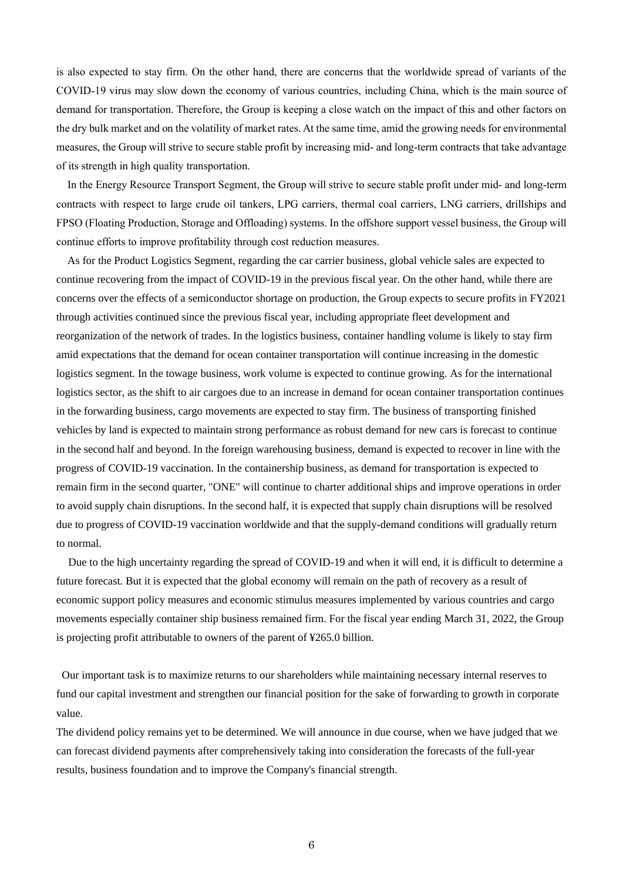is also expected to stay firm. On the other hand, there are concerns that the worldwide spread of variants of the COVID-19 virus may slow down the economy of various countries, including China, which is the main source of demand for transportation. Therefore, the Group is keeping a close watch on the impact of this and other factors on the dry bulk market and on the volatility of market rates. At the same time, amid the growing needs for environmental measures, the Group will strive to secure stable profit by increasing mid- and long-term contracts that take advantage of its strength in high quality transportation.

In the Energy Resource Transport Segment, the Group will strive to secure stable profit under mid- and long-term contracts with respect to large crude oil tankers, LPG carriers, thermal coal carriers, LNG carriers, drillships and FPSO (Floating Production, Storage and Offloading) systems. In the offshore support vessel business, the Group will continue efforts to improve profitability through cost reduction measures.

As for the Product Logistics Segment, regarding the car carrier business, global vehicle sales are expected to continue recovering from the impact of COVID-19 in the previous fiscal year. On the other hand, while there are concerns over the effects of a semiconductor shortage on production, the Group expects to secure profits in FY2021 through activities continued since the previous fiscal year, including appropriate fleet development and reorganization of the network of trades. In the logistics business, container handling volume is likely to stay firm amid expectations that the demand for ocean container transportation will continue increasing in the domestic logistics segment. In the towage business, work volume is expected to continue growing. As for the international logistics sector, as the shift to air cargoes due to an increase in demand for ocean container transportation continues in the forwarding business, cargo movements are expected to stay firm. The business of transporting finished vehicles by land is expected to maintain strong performance as robust demand for new cars is forecast to continue in the second half and beyond. In the foreign warehousing business, demand is expected to recover in line with the progress of COVID-19 vaccination. In the containership business, as demand for transportation is expected to remain firm in the second quarter, "ONE" will continue to charter additional ships and improve operations in order to avoid supply chain disruptions. In the second half, it is expected that supply chain disruptions will be resolved due to progress of COVID-19 vaccination worldwide and that the supply-demand conditions will gradually return to normal.

Due to the high uncertainty regarding the spread of COVID-19 and when it will end, it is difficult to determine a future forecast. But it is expected that the global economy will remain on the path of recovery as a result of economic support policy measures and economic stimulus measures implemented by various countries and cargo movements especially container ship business remained firm. For the fiscal year ending March 31, 2022, the Group is projecting profit attributable to owners of the parent of ¥265.0 billion.

Our important task is to maximize returns to our shareholders while maintaining necessary internal reserves to fund our capital investment and strengthen our financial position for the sake of forwarding to growth in corporate value.

The dividend policy remains yet to be determined. We will announce in due course, when we have judged that we can forecast dividend payments after comprehensively taking into consideration the forecasts of the full-year results, business foundation and to improve the Company's financial strength.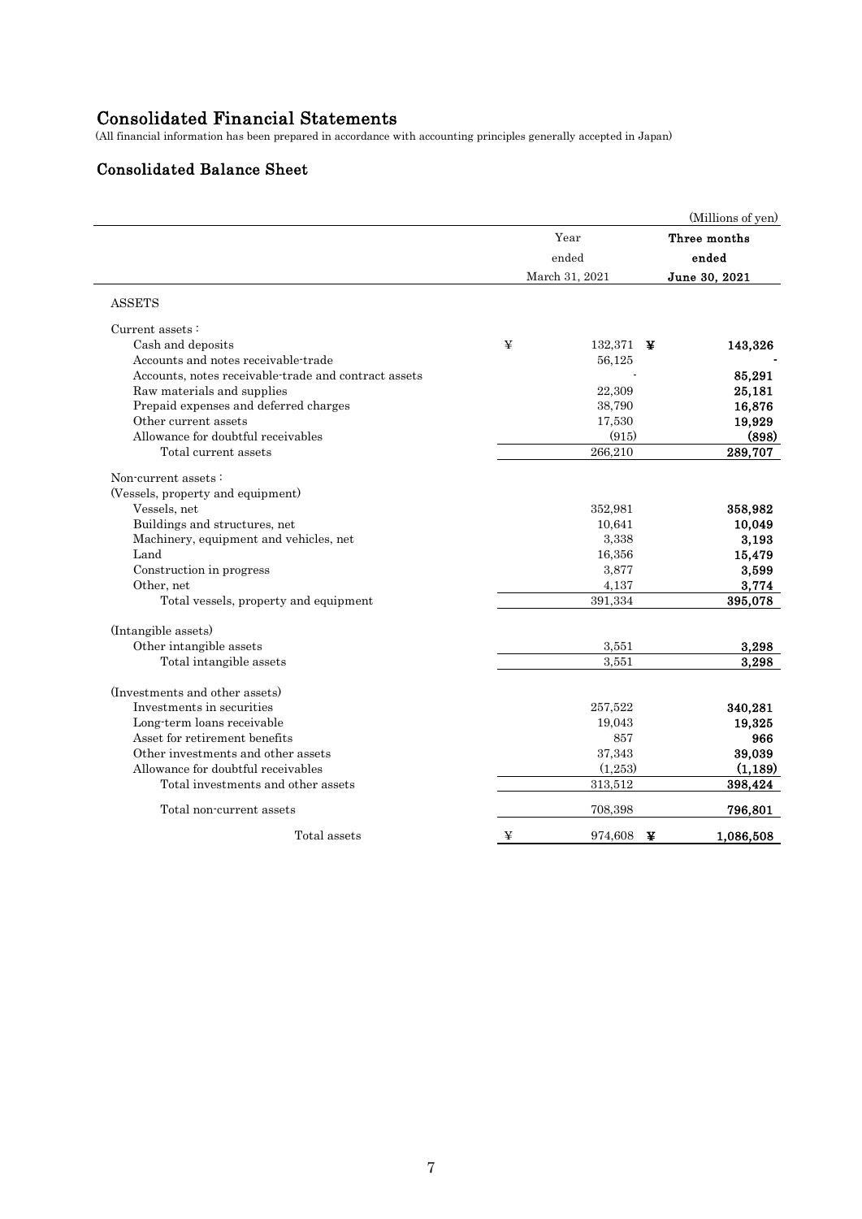# Consolidated Financial Statements

(All financial information has been prepared in accordance with accounting principles generally accepted in Japan)

## Consolidated Balance Sheet

(Millions of yen)

| | Year ended March 31, 2021 | Three months ended June 30, 2021 |
|---|---|---|
| ASSETS | | |
| Current assets : | | |
| Cash and deposits | ¥ 132,371 | ¥ 143,326 |
| Accounts and notes receivable-trade | 56,125 | - |
| Accounts, notes receivable-trade and contract assets | - | 85,291 |
| Raw materials and supplies | 22,309 | 25,181 |
| Prepaid expenses and deferred charges | 38,790 | 16,876 |
| Other current assets | 17,530 | 19,929 |
| Allowance for doubtful receivables | (915) | (898) |
| Total current assets | 266,210 | 289,707 |
| Non-current assets : | | |
| (Vessels, property and equipment) | | |
| Vessels, net | 352,981 | 358,982 |
| Buildings and structures, net | 10,641 | 10,049 |
| Machinery, equipment and vehicles, net | 3,338 | 3,193 |
| Land | 16,356 | 15,479 |
| Construction in progress | 3,877 | 3,599 |
| Other, net | 4,137 | 3,774 |
| Total vessels, property and equipment | 391,334 | 395,078 |
| (Intangible assets) | | |
| Other intangible assets | 3,551 | 3,298 |
| Total intangible assets | 3,551 | 3,298 |
| (Investments and other assets) | | |
| Investments in securities | 257,522 | 340,281 |
| Long-term loans receivable | 19,043 | 19,325 |
| Asset for retirement benefits | 857 | 966 |
| Other investments and other assets | 37,343 | 39,039 |
| Allowance for doubtful receivables | (1,253) | (1,189) |
| Total investments and other assets | 313,512 | 398,424 |
| Total non-current assets | 708,398 | 796,801 |
| Total assets | ¥ 974,608 | ¥ 1,086,508 |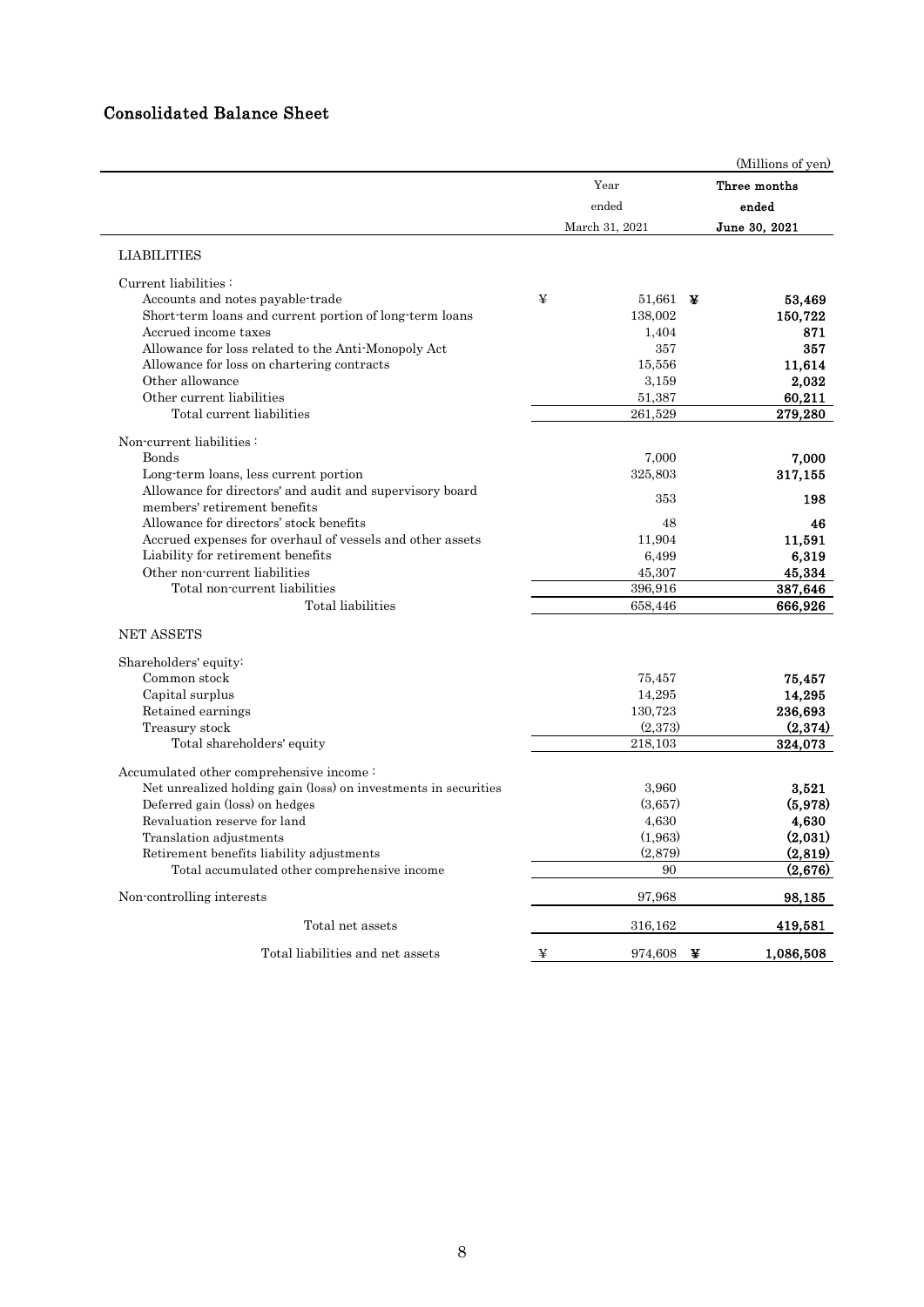## Consolidated Balance Sheet

(Millions of yen)

| | Year ended March 31, 2021 | Three months ended June 30, 2021 |
|---|---|---|
| LIABILITIES | | |
| Current liabilities : | | |
| Accounts and notes payable-trade | ¥ 51,661 | ¥ 53,469 |
| Short-term loans and current portion of long-term loans | 138,002 | 150,722 |
| Accrued income taxes | 1,404 | 871 |
| Allowance for loss related to the Anti-Monopoly Act | 357 | 357 |
| Allowance for loss on chartering contracts | 15,556 | 11,614 |
| Other allowance | 3,159 | 2,032 |
| Other current liabilities | 51,387 | 60,211 |
| Total current liabilities | 261,529 | 279,280 |
| Non-current liabilities : | | |
| Bonds | 7,000 | 7,000 |
| Long-term loans, less current portion | 325,803 | 317,155 |
| Allowance for directors' and audit and supervisory board members' retirement benefits | 353 | 198 |
| Allowance for directors' stock benefits | 48 | 46 |
| Accrued expenses for overhaul of vessels and other assets | 11,904 | 11,591 |
| Liability for retirement benefits | 6,499 | 6,319 |
| Other non-current liabilities | 45,307 | 45,334 |
| Total non-current liabilities | 396,916 | 387,646 |
| Total liabilities | 658,446 | 666,926 |
| NET ASSETS | | |
| Shareholders' equity: | | |
| Common stock | 75,457 | 75,457 |
| Capital surplus | 14,295 | 14,295 |
| Retained earnings | 130,723 | 236,693 |
| Treasury stock | (2,373) | (2,374) |
| Total shareholders' equity | 218,103 | 324,073 |
| Accumulated other comprehensive income : | | |
| Net unrealized holding gain (loss) on investments in securities | 3,960 | 3,521 |
| Deferred gain (loss) on hedges | (3,657) | (5,978) |
| Revaluation reserve for land | 4,630 | 4,630 |
| Translation adjustments | (1,963) | (2,031) |
| Retirement benefits liability adjustments | (2,879) | (2,819) |
| Total accumulated other comprehensive income | 90 | (2,676) |
| Non-controlling interests | 97,968 | 98,185 |
| Total net assets | 316,162 | 419,581 |
| Total liabilities and net assets | ¥ 974,608 | ¥ 1,086,508 |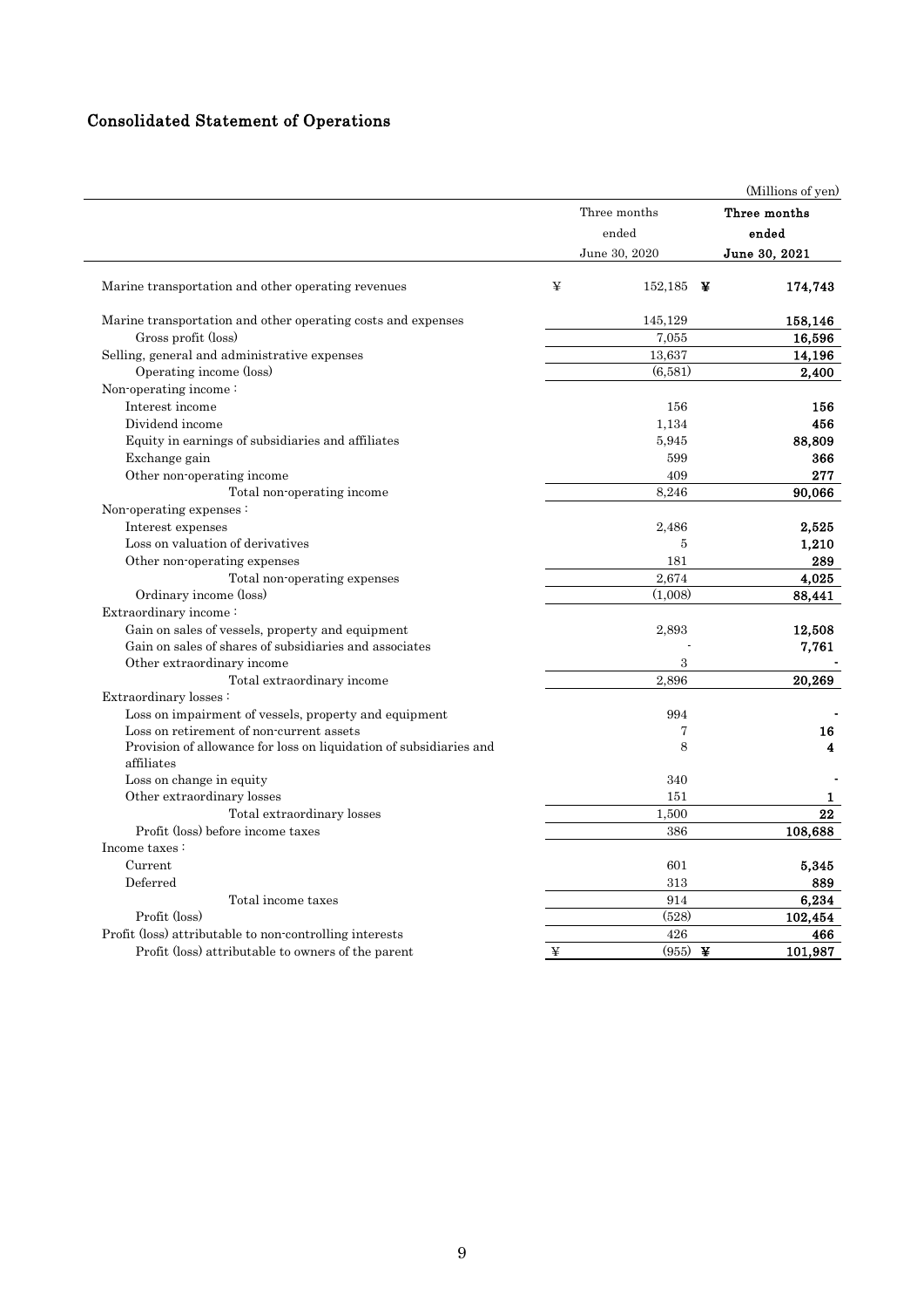# Consolidated Statement of Operations

(Millions of yen)

| | Three months ended June 30, 2020 | **Three months ended June 30, 2021** |
|---|---|---|
| Marine transportation and other operating revenues | ¥ 152,185 | **¥ 174,743** |
| Marine transportation and other operating costs and expenses | 145,129 | **158,146** |
| Gross profit (loss) | 7,055 | **16,596** |
| Selling, general and administrative expenses | 13,637 | **14,196** |
| Operating income (loss) | (6,581) | **2,400** |
| Non-operating income : | | |
| Interest income | 156 | **156** |
| Dividend income | 1,134 | **456** |
| Equity in earnings of subsidiaries and affiliates | 5,945 | **88,809** |
| Exchange gain | 599 | **366** |
| Other non-operating income | 409 | **277** |
| Total non-operating income | 8,246 | **90,066** |
| Non-operating expenses : | | |
| Interest expenses | 2,486 | **2,525** |
| Loss on valuation of derivatives | 5 | **1,210** |
| Other non-operating expenses | 181 | **289** |
| Total non-operating expenses | 2,674 | **4,025** |
| Ordinary income (loss) | (1,008) | **88,441** |
| Extraordinary income : | | |
| Gain on sales of vessels, property and equipment | 2,893 | **12,508** |
| Gain on sales of shares of subsidiaries and associates | - | **7,761** |
| Other extraordinary income | 3 | **-** |
| Total extraordinary income | 2,896 | **20,269** |
| Extraordinary losses : | | |
| Loss on impairment of vessels, property and equipment | 994 | **-** |
| Loss on retirement of non-current assets | 7 | **16** |
| Provision of allowance for loss on liquidation of subsidiaries and affiliates | 8 | **4** |
| Loss on change in equity | 340 | **-** |
| Other extraordinary losses | 151 | **1** |
| Total extraordinary losses | 1,500 | **22** |
| Profit (loss) before income taxes | 386 | **108,688** |
| Income taxes : | | |
| Current | 601 | **5,345** |
| Deferred | 313 | **889** |
| Total income taxes | 914 | **6,234** |
| Profit (loss) | (528) | **102,454** |
| Profit (loss) attributable to non-controlling interests | 426 | **466** |
| Profit (loss) attributable to owners of the parent | ¥ (955) | **¥ 101,987** |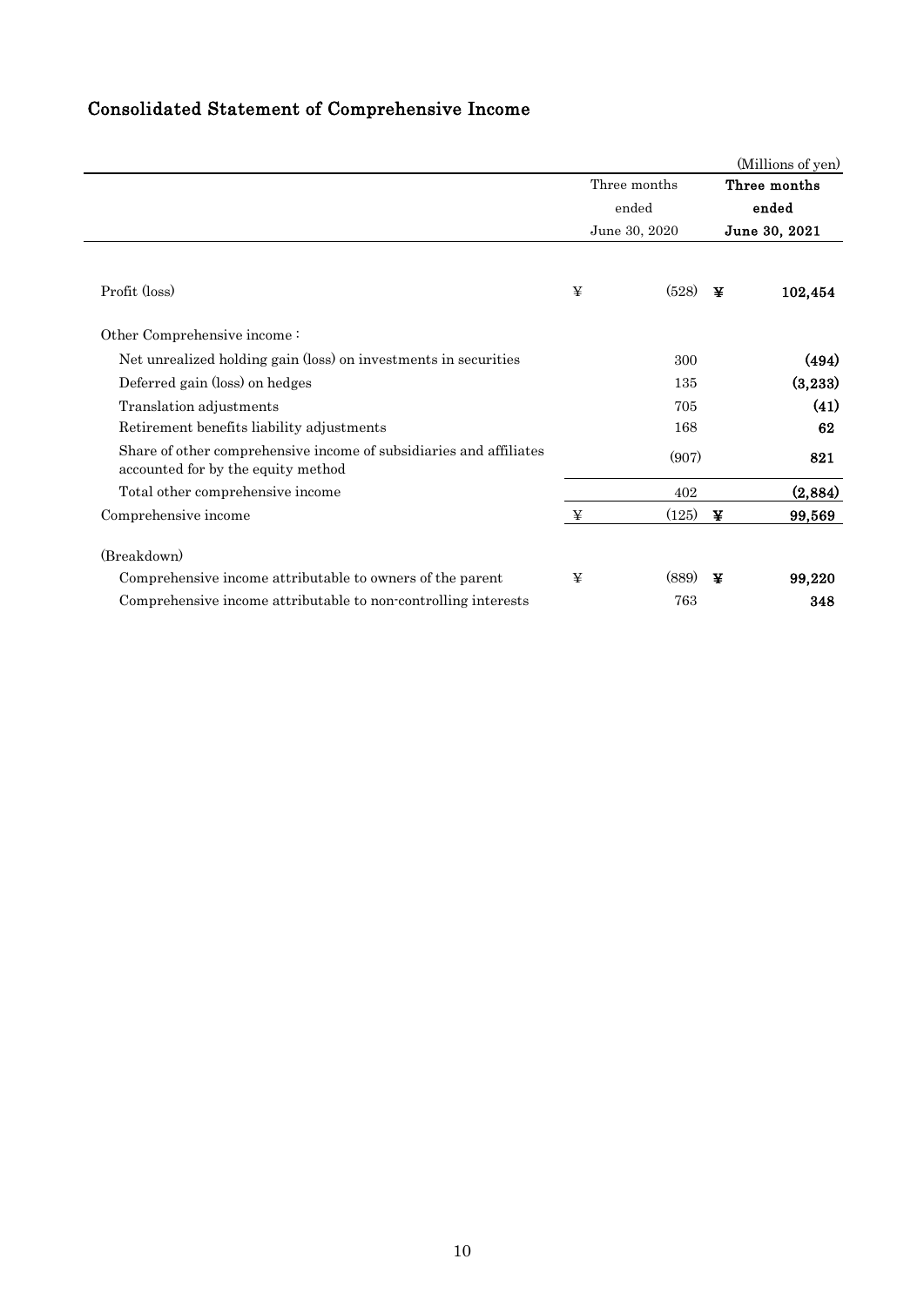# Consolidated Statement of Comprehensive Income

(Millions of yen)

| | Three months ended June 30, 2020 | **Three months ended June 30, 2021** |
|---|---|---|
| Profit (loss) | ¥ (528) | **¥ 102,454** |
| Other Comprehensive income : | | |
| Net unrealized holding gain (loss) on investments in securities | 300 | **(494)** |
| Deferred gain (loss) on hedges | 135 | **(3,233)** |
| Translation adjustments | 705 | **(41)** |
| Retirement benefits liability adjustments | 168 | **62** |
| Share of other comprehensive income of subsidiaries and affiliates accounted for by the equity method | (907) | **821** |
| Total other comprehensive income | 402 | **(2,884)** |
| Comprehensive income | ¥ (125) | **¥ 99,569** |
| (Breakdown) | | |
| Comprehensive income attributable to owners of the parent | ¥ (889) | **¥ 99,220** |
| Comprehensive income attributable to non-controlling interests | 763 | **348** |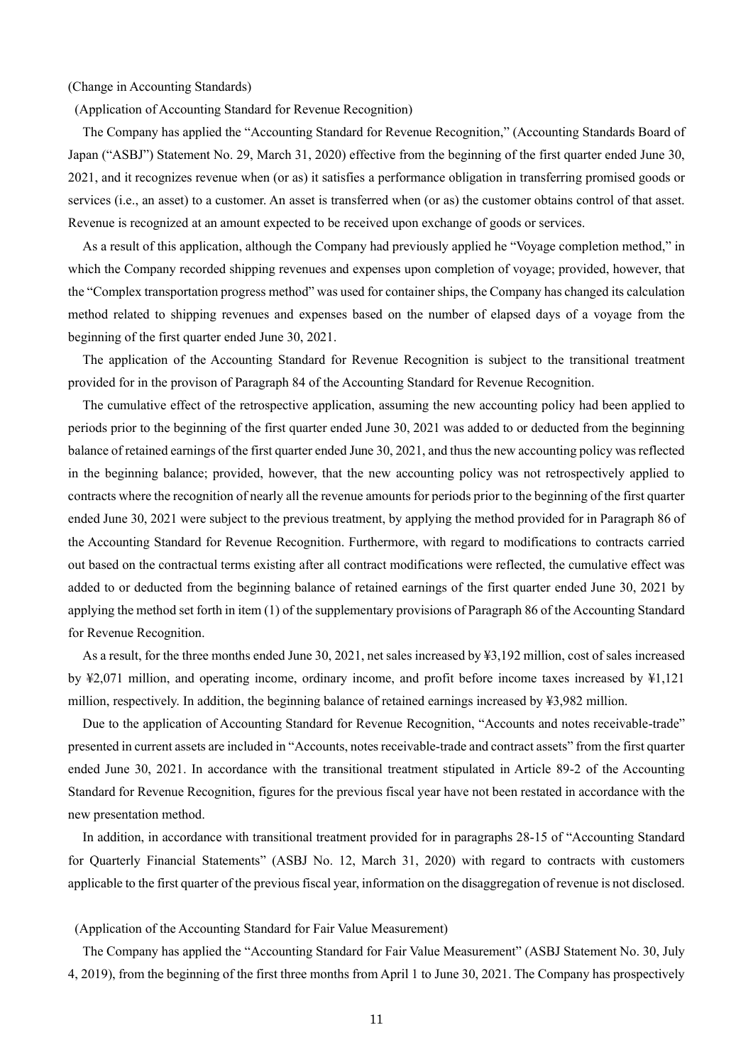(Change in Accounting Standards)

(Application of Accounting Standard for Revenue Recognition)

The Company has applied the "Accounting Standard for Revenue Recognition," (Accounting Standards Board of Japan ("ASBJ") Statement No. 29, March 31, 2020) effective from the beginning of the first quarter ended June 30, 2021, and it recognizes revenue when (or as) it satisfies a performance obligation in transferring promised goods or services (i.e., an asset) to a customer. An asset is transferred when (or as) the customer obtains control of that asset. Revenue is recognized at an amount expected to be received upon exchange of goods or services.

As a result of this application, although the Company had previously applied he "Voyage completion method," in which the Company recorded shipping revenues and expenses upon completion of voyage; provided, however, that the "Complex transportation progress method" was used for container ships, the Company has changed its calculation method related to shipping revenues and expenses based on the number of elapsed days of a voyage from the beginning of the first quarter ended June 30, 2021.

The application of the Accounting Standard for Revenue Recognition is subject to the transitional treatment provided for in the provison of Paragraph 84 of the Accounting Standard for Revenue Recognition.

The cumulative effect of the retrospective application, assuming the new accounting policy had been applied to periods prior to the beginning of the first quarter ended June 30, 2021 was added to or deducted from the beginning balance of retained earnings of the first quarter ended June 30, 2021, and thus the new accounting policy was reflected in the beginning balance; provided, however, that the new accounting policy was not retrospectively applied to contracts where the recognition of nearly all the revenue amounts for periods prior to the beginning of the first quarter ended June 30, 2021 were subject to the previous treatment, by applying the method provided for in Paragraph 86 of the Accounting Standard for Revenue Recognition. Furthermore, with regard to modifications to contracts carried out based on the contractual terms existing after all contract modifications were reflected, the cumulative effect was added to or deducted from the beginning balance of retained earnings of the first quarter ended June 30, 2021 by applying the method set forth in item (1) of the supplementary provisions of Paragraph 86 of the Accounting Standard for Revenue Recognition.

As a result, for the three months ended June 30, 2021, net sales increased by ¥3,192 million, cost of sales increased by ¥2,071 million, and operating income, ordinary income, and profit before income taxes increased by ¥1,121 million, respectively. In addition, the beginning balance of retained earnings increased by ¥3,982 million.

Due to the application of Accounting Standard for Revenue Recognition, "Accounts and notes receivable-trade" presented in current assets are included in "Accounts, notes receivable-trade and contract assets" from the first quarter ended June 30, 2021. In accordance with the transitional treatment stipulated in Article 89-2 of the Accounting Standard for Revenue Recognition, figures for the previous fiscal year have not been restated in accordance with the new presentation method.

In addition, in accordance with transitional treatment provided for in paragraphs 28-15 of "Accounting Standard for Quarterly Financial Statements" (ASBJ No. 12, March 31, 2020) with regard to contracts with customers applicable to the first quarter of the previous fiscal year, information on the disaggregation of revenue is not disclosed.

(Application of the Accounting Standard for Fair Value Measurement)

The Company has applied the "Accounting Standard for Fair Value Measurement" (ASBJ Statement No. 30, July 4, 2019), from the beginning of the first three months from April 1 to June 30, 2021. The Company has prospectively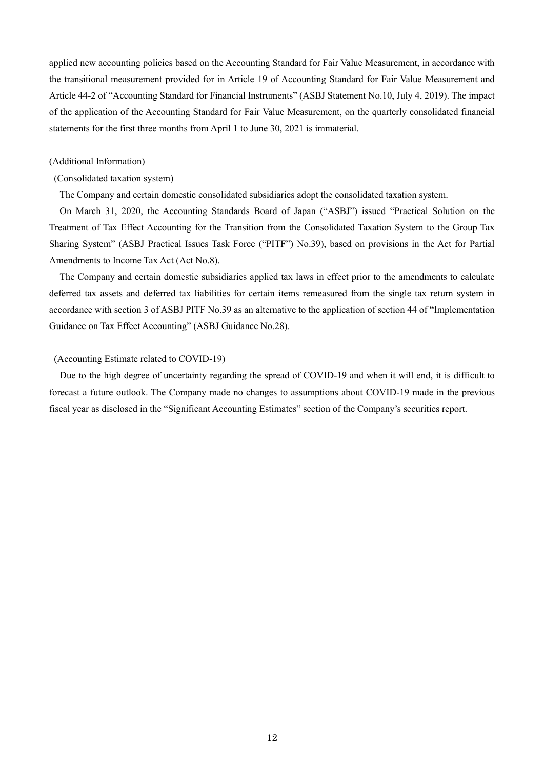applied new accounting policies based on the Accounting Standard for Fair Value Measurement, in accordance with the transitional measurement provided for in Article 19 of Accounting Standard for Fair Value Measurement and Article 44-2 of "Accounting Standard for Financial Instruments" (ASBJ Statement No.10, July 4, 2019). The impact of the application of the Accounting Standard for Fair Value Measurement, on the quarterly consolidated financial statements for the first three months from April 1 to June 30, 2021 is immaterial.

(Additional Information)

(Consolidated taxation system)

The Company and certain domestic consolidated subsidiaries adopt the consolidated taxation system.

On March 31, 2020, the Accounting Standards Board of Japan ("ASBJ") issued "Practical Solution on the Treatment of Tax Effect Accounting for the Transition from the Consolidated Taxation System to the Group Tax Sharing System" (ASBJ Practical Issues Task Force ("PITF") No.39), based on provisions in the Act for Partial Amendments to Income Tax Act (Act No.8).

The Company and certain domestic subsidiaries applied tax laws in effect prior to the amendments to calculate deferred tax assets and deferred tax liabilities for certain items remeasured from the single tax return system in accordance with section 3 of ASBJ PITF No.39 as an alternative to the application of section 44 of "Implementation Guidance on Tax Effect Accounting" (ASBJ Guidance No.28).

(Accounting Estimate related to COVID-19)

Due to the high degree of uncertainty regarding the spread of COVID-19 and when it will end, it is difficult to forecast a future outlook. The Company made no changes to assumptions about COVID-19 made in the previous fiscal year as disclosed in the "Significant Accounting Estimates" section of the Company's securities report.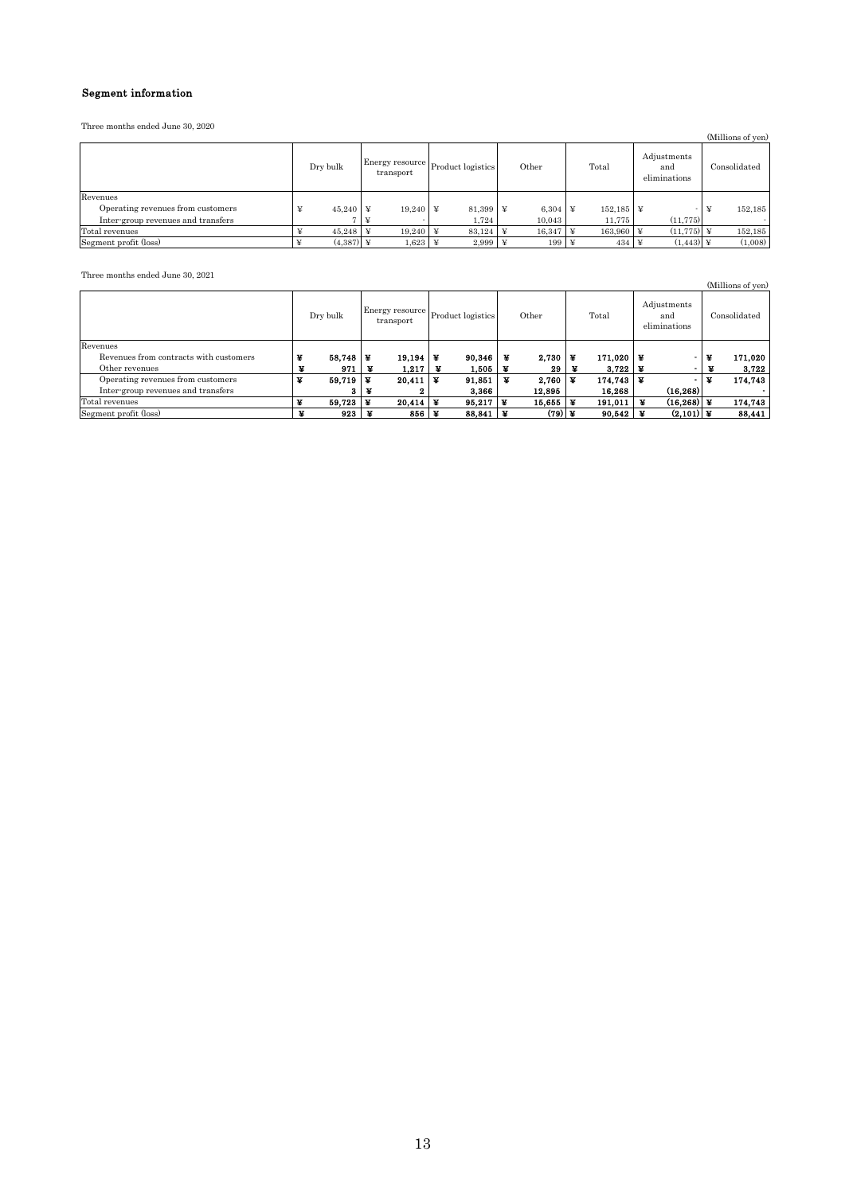### Segment information

Three months ended June 30, 2020

(Millions of yen)

| | Dry bulk | Energy resource transport | Product logistics | Other | Total | Adjustments and eliminations | Consolidated |
|---|---|---|---|---|---|---|---|
| Revenues | | | | | | | |
| Operating revenues from customers | ¥ 45,240 | ¥ 19,240 | ¥ 81,399 | ¥ 6,304 | ¥ 152,185 | ¥ - | ¥ 152,185 |
| Inter-group revenues and transfers | 7 | ¥ - | 1,724 | 10,043 | 11,775 | (11,775) | - |
| Total revenues | ¥ 45,248 | ¥ 19,240 | ¥ 83,124 | ¥ 16,347 | ¥ 163,960 | ¥ (11,775) | ¥ 152,185 |
| Segment profit (loss) | ¥ (4,387) | ¥ 1,623 | ¥ 2,999 | ¥ 199 | ¥ 434 | ¥ (1,443) | ¥ (1,008) |

Three months ended June 30, 2021

(Millions of yen)

| | Dry bulk | Energy resource transport | Product logistics | Other | Total | Adjustments and eliminations | Consolidated |
|---|---|---|---|---|---|---|---|
| Revenues | | | | | | | |
| Revenues from contracts with customers | ¥ 58,748 | ¥ 19,194 | ¥ 90,346 | ¥ 2,730 | ¥ 171,020 | ¥ - | ¥ 171,020 |
| Other revenues | ¥ 971 | ¥ 1,217 | ¥ 1,505 | ¥ 29 | ¥ 3,722 | ¥ - | ¥ 3,722 |
| Operating revenues from customers | ¥ 59,719 | ¥ 20,411 | ¥ 91,851 | ¥ 2,760 | ¥ 174,743 | ¥ - | ¥ 174,743 |
| Inter-group revenues and transfers | 3 | ¥ 2 | 3,366 | 12,895 | 16,268 | (16,268) | - |
| Total revenues | ¥ 59,723 | ¥ 20,414 | ¥ 95,217 | ¥ 15,655 | ¥ 191,011 | ¥ (16,268) | ¥ 174,743 |
| Segment profit (loss) | ¥ 923 | ¥ 856 | ¥ 88,841 | ¥ (79) | ¥ 90,542 | ¥ (2,101) | ¥ 88,441 |